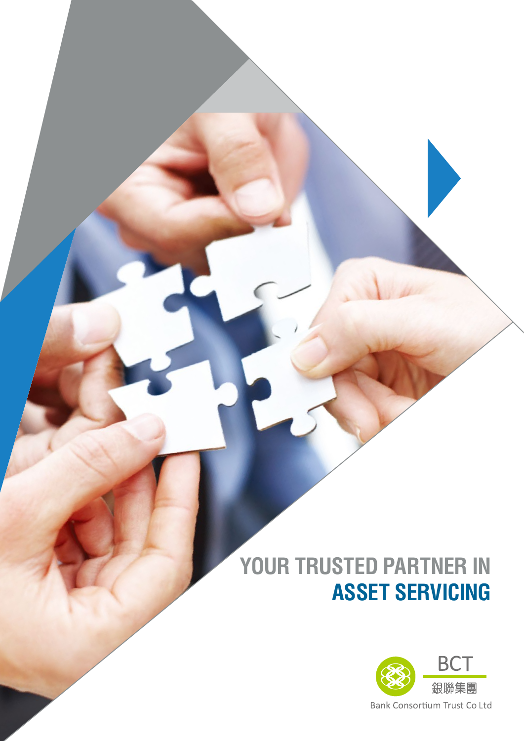# YOUR TRUSTED PARTNER IN ASSET SERVICING

BCT
銀聯集團
Bank Consortium Trust Co Ltd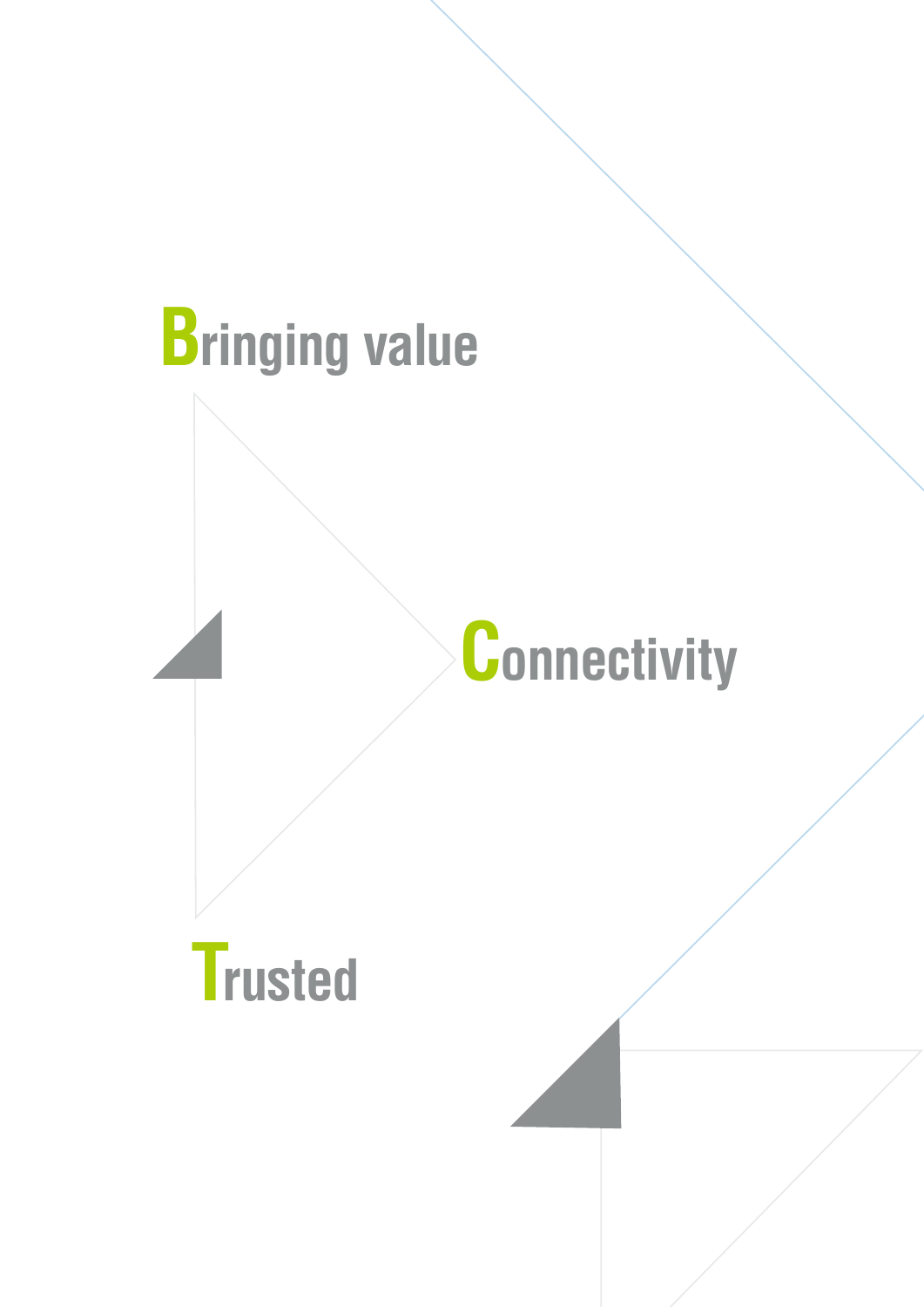Bringing value

Connectivity

Trusted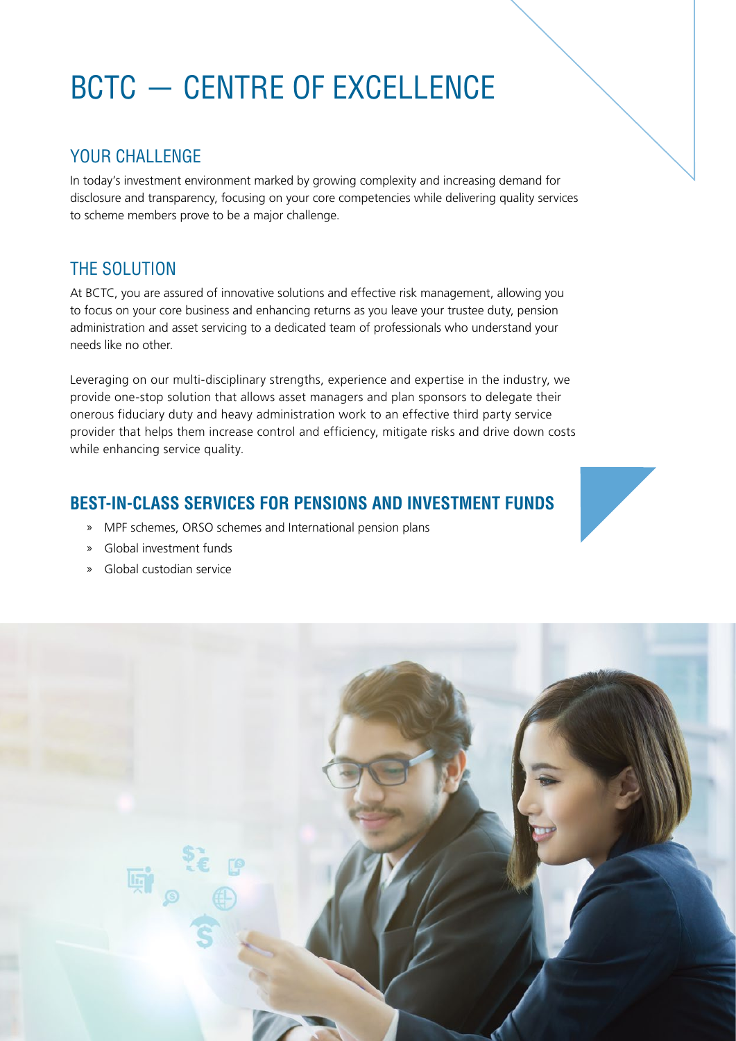# BCTC — CENTRE OF EXCELLENCE

## YOUR CHALLENGE

In today's investment environment marked by growing complexity and increasing demand for disclosure and transparency, focusing on your core competencies while delivering quality services to scheme members prove to be a major challenge.

## THE SOLUTION

At BCTC, you are assured of innovative solutions and effective risk management, allowing you to focus on your core business and enhancing returns as you leave your trustee duty, pension administration and asset servicing to a dedicated team of professionals who understand your needs like no other.

Leveraging on our multi-disciplinary strengths, experience and expertise in the industry, we provide one-stop solution that allows asset managers and plan sponsors to delegate their onerous fiduciary duty and heavy administration work to an effective third party service provider that helps them increase control and efficiency, mitigate risks and drive down costs while enhancing service quality.

## BEST-IN-CLASS SERVICES FOR PENSIONS AND INVESTMENT FUNDS

- MPF schemes, ORSO schemes and International pension plans
- Global investment funds
- Global custodian service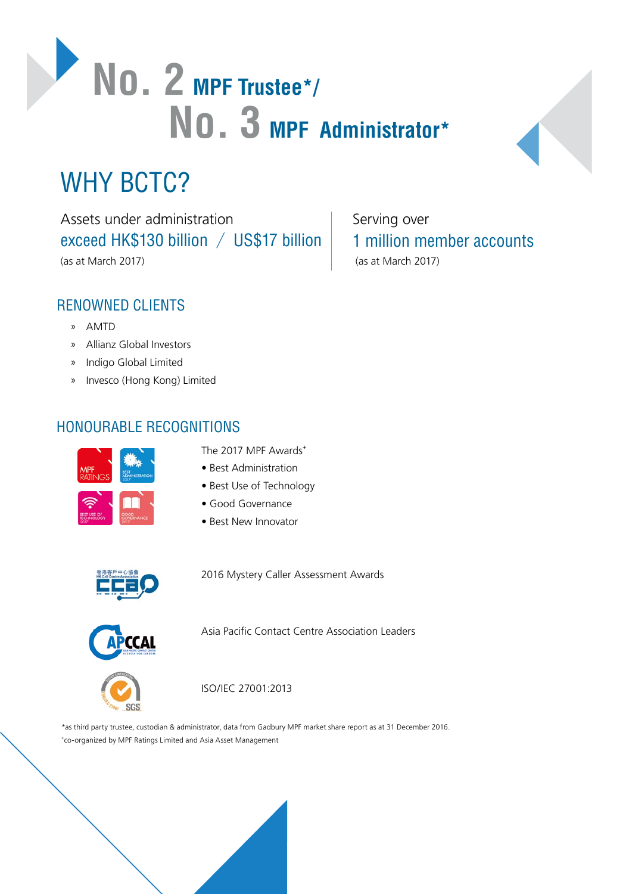# No. 2 MPF Trustee*/ No. 3 MPF Administrator*

## WHY BCTC?

Assets under administration
exceed HK$130 billion / US$17 billion
(as at March 2017)

Serving over
1 million member accounts
(as at March 2017)

### RENOWNED CLIENTS

- AMTD
- Allianz Global Investors
- Indigo Global Limited
- Invesco (Hong Kong) Limited

### HONOURABLE RECOGNITIONS

The 2017 MPF Awards+

- Best Administration
- Best Use of Technology
- Good Governance
- Best New Innovator

2016 Mystery Caller Assessment Awards

Asia Pacific Contact Centre Association Leaders

ISO/IEC 27001:2013

*as third party trustee, custodian & administrator, data from Gadbury MPF market share report as at 31 December 2016.
+co-organized by MPF Ratings Limited and Asia Asset Management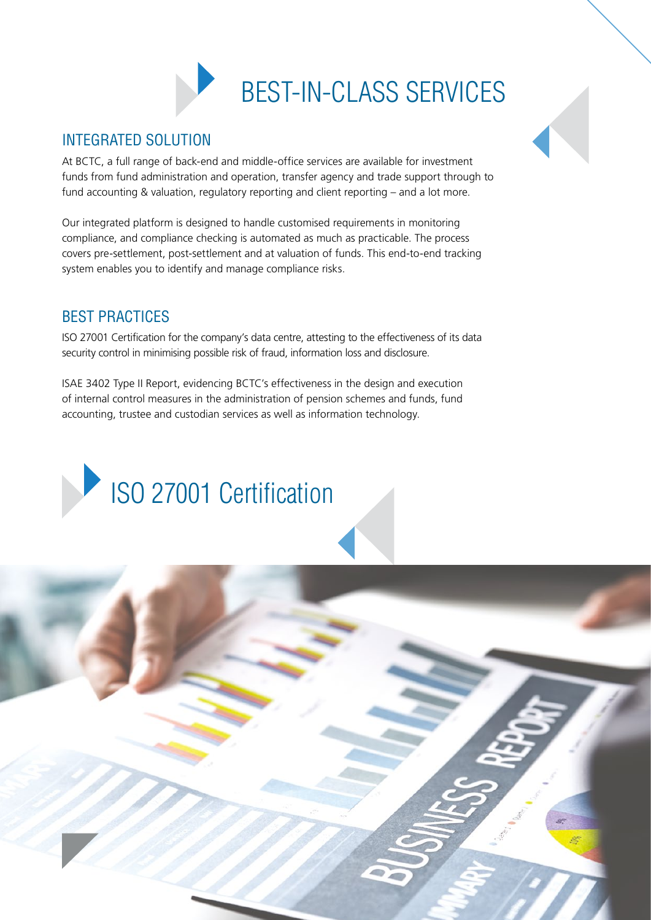# BEST-IN-CLASS SERVICES

## INTEGRATED SOLUTION

At BCTC, a full range of back-end and middle-office services are available for investment funds from fund administration and operation, transfer agency and trade support through to fund accounting & valuation, regulatory reporting and client reporting – and a lot more.

Our integrated platform is designed to handle customised requirements in monitoring compliance, and compliance checking is automated as much as practicable. The process covers pre-settlement, post-settlement and at valuation of funds. This end-to-end tracking system enables you to identify and manage compliance risks.

## BEST PRACTICES

ISO 27001 Certification for the company's data centre, attesting to the effectiveness of its data security control in minimising possible risk of fraud, information loss and disclosure.

ISAE 3402 Type II Report, evidencing BCTC's effectiveness in the design and execution of internal control measures in the administration of pension schemes and funds, fund accounting, trustee and custodian services as well as information technology.

# ISO 27001 Certification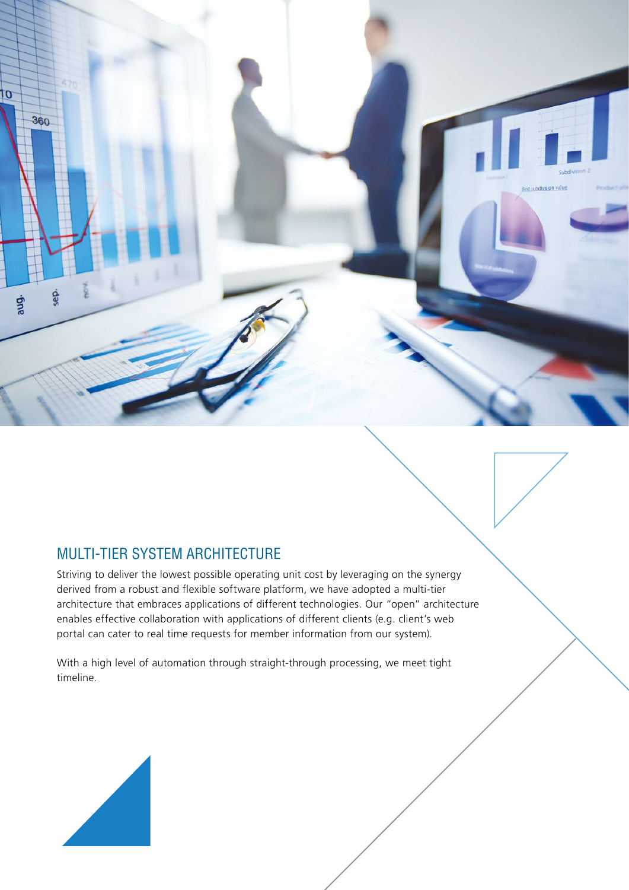## MULTI-TIER SYSTEM ARCHITECTURE

Striving to deliver the lowest possible operating unit cost by leveraging on the synergy derived from a robust and flexible software platform, we have adopted a multi-tier architecture that embraces applications of different technologies. Our "open" architecture enables effective collaboration with applications of different clients (e.g. client's web portal can cater to real time requests for member information from our system).

With a high level of automation through straight-through processing, we meet tight timeline.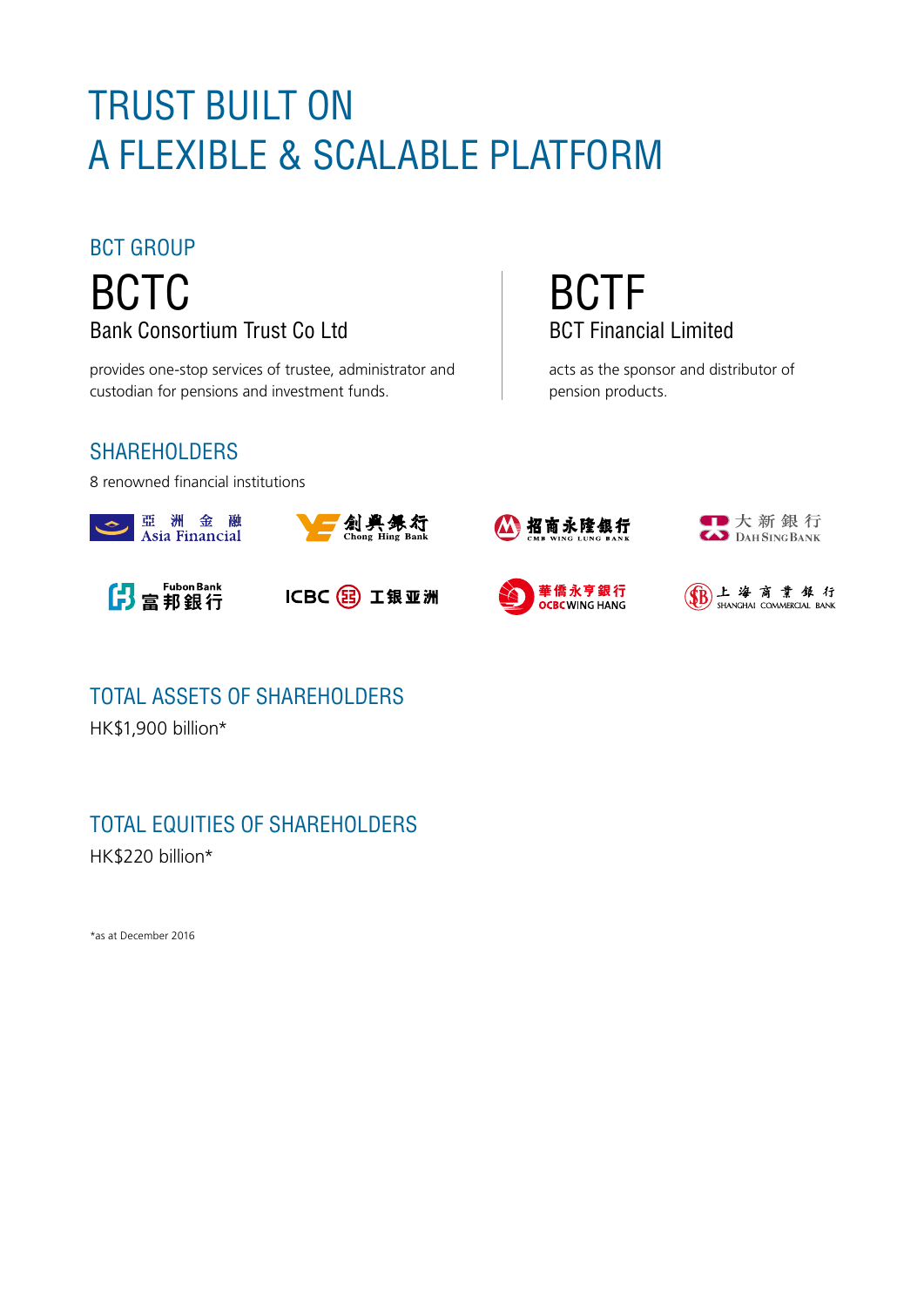# TRUST BUILT ON A FLEXIBLE & SCALABLE PLATFORM

## BCT GROUP

### BCTC

Bank Consortium Trust Co Ltd

provides one-stop services of trustee, administrator and custodian for pensions and investment funds.

### BCTF

BCT Financial Limited

acts as the sponsor and distributor of pension products.

## SHAREHOLDERS

8 renowned financial institutions

- 亞洲金融 Asia Financial
- 創興銀行 Chong Hing Bank
- 招商永隆銀行 CMB WING LUNG BANK
- 大新銀行 DAH SING BANK
- Fubon Bank 富邦銀行
- ICBC 工银亚洲
- 華僑永亨銀行 OCBC WING HANG
- 上海商業銀行 SHANGHAI COMMERCIAL BANK

## TOTAL ASSETS OF SHAREHOLDERS

HK$1,900 billion*

## TOTAL EQUITIES OF SHAREHOLDERS

HK$220 billion*

*as at December 2016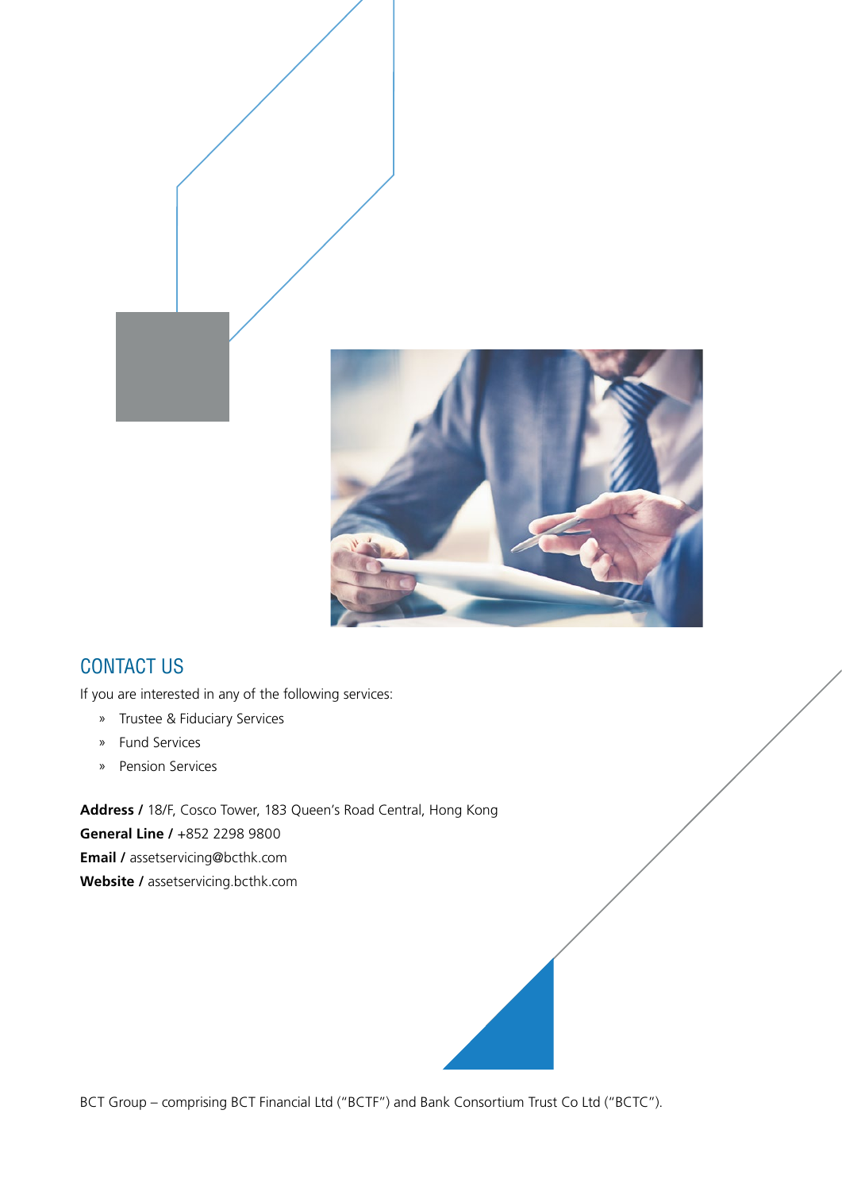## CONTACT US

If you are interested in any of the following services:

- Trustee & Fiduciary Services
- Fund Services
- Pension Services

**Address /** 18/F, Cosco Tower, 183 Queen's Road Central, Hong Kong
**General Line /** +852 2298 9800
**Email /** assetservicing@bcthk.com
**Website /** assetservicing.bcthk.com

BCT Group – comprising BCT Financial Ltd ("BCTF") and Bank Consortium Trust Co Ltd ("BCTC").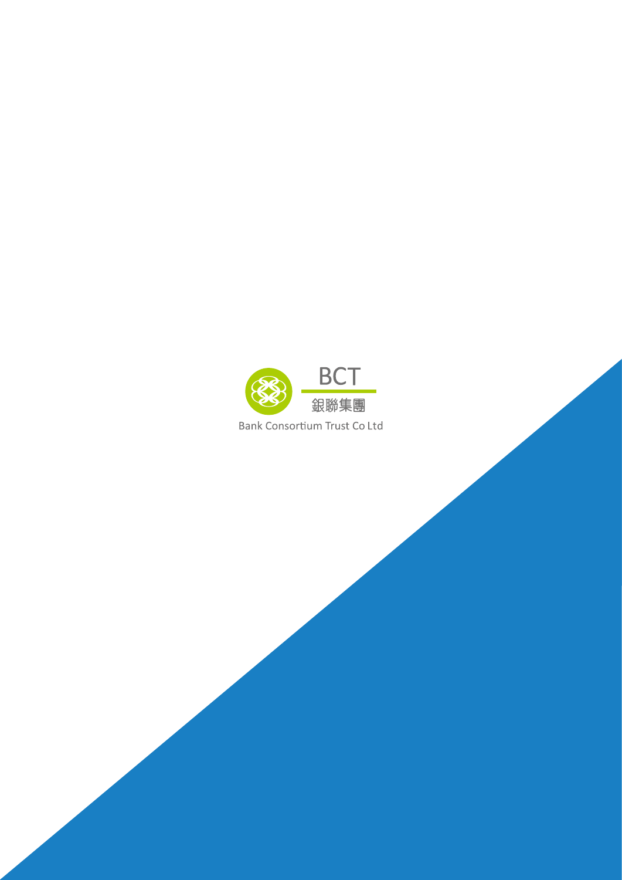BCT

銀聯集團

Bank Consortium Trust Co Ltd